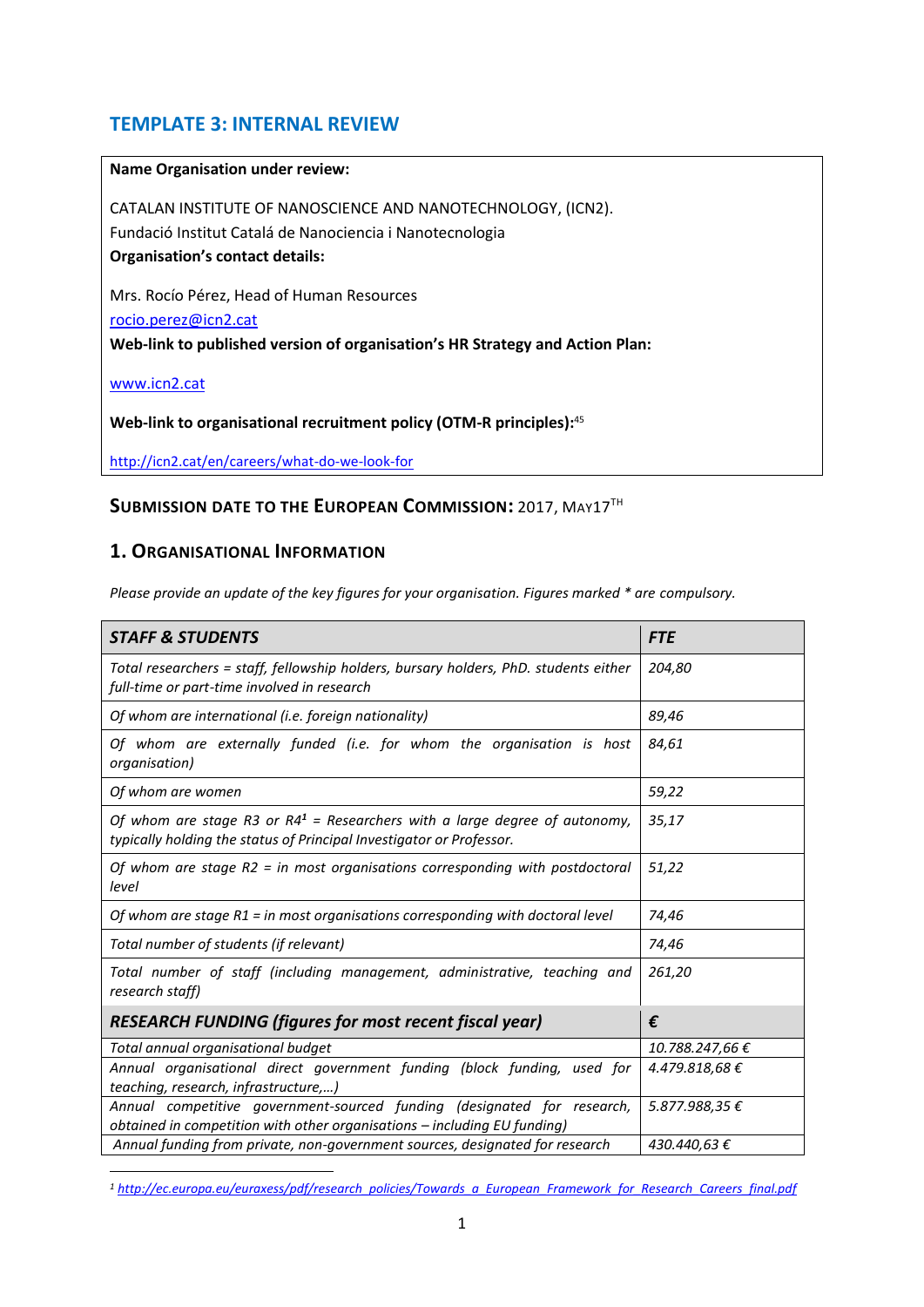## TEMPLATE 3: INTERNAL REVIEW

**Name Organisation under review:**

CATALAN INSTITUTE OF NANOSCIENCE AND NANOTECHNOLOGY, (ICN2).
Fundació Institut Catalá de Nanociencia i Nanotecnologia

**Organisation's contact details:**

Mrs. Rocío Pérez, Head of Human Resources
rocio.perez@icn2.cat

**Web-link to published version of organisation's HR Strategy and Action Plan:**

www.icn2.cat

**Web-link to organisational recruitment policy (OTM-R principles):**[45]

http://icn2.cat/en/careers/what-do-we-look-for

### SUBMISSION DATE TO THE EUROPEAN COMMISSION: 2017, MAY17[TH]

## 1. ORGANISATIONAL INFORMATION

*Please provide an update of the key figures for your organisation. Figures marked * are compulsory.*

| ***STAFF & STUDENTS*** | ***FTE*** |
|---|---|
| *Total researchers = staff, fellowship holders, bursary holders, PhD. students either full-time or part-time involved in research* | *204,80* |
| *Of whom are international (i.e. foreign nationality)* | *89,46* |
| *Of whom are externally funded (i.e. for whom the organisation is host organisation)* | *84,61* |
| *Of whom are women* | *59,22* |
| *Of whom are stage R3 or R4*[1] *= Researchers with a large degree of autonomy, typically holding the status of Principal Investigator or Professor.* | *35,17* |
| *Of whom are stage R2 = in most organisations corresponding with postdoctoral level* | *51,22* |
| *Of whom are stage R1 = in most organisations corresponding with doctoral level* | *74,46* |
| *Total number of students (if relevant)* | *74,46* |
| *Total number of staff (including management, administrative, teaching and research staff)* | *261,20* |
| ***RESEARCH FUNDING (figures for most recent fiscal year)*** | ***€*** |
| *Total annual organisational budget* | *10.788.247,66 €* |
| *Annual organisational direct government funding (block funding, used for teaching, research, infrastructure,…)* | *4.479.818,68 €* |
| *Annual competitive government-sourced funding (designated for research, obtained in competition with other organisations – including EU funding)* | *5.877.988,35 €* |
| *Annual funding from private, non-government sources, designated for research* | *430.440,63 €* |

[1] http://ec.europa.eu/euraxess/pdf/research_policies/Towards_a_European_Framework_for_Research_Careers_final.pdf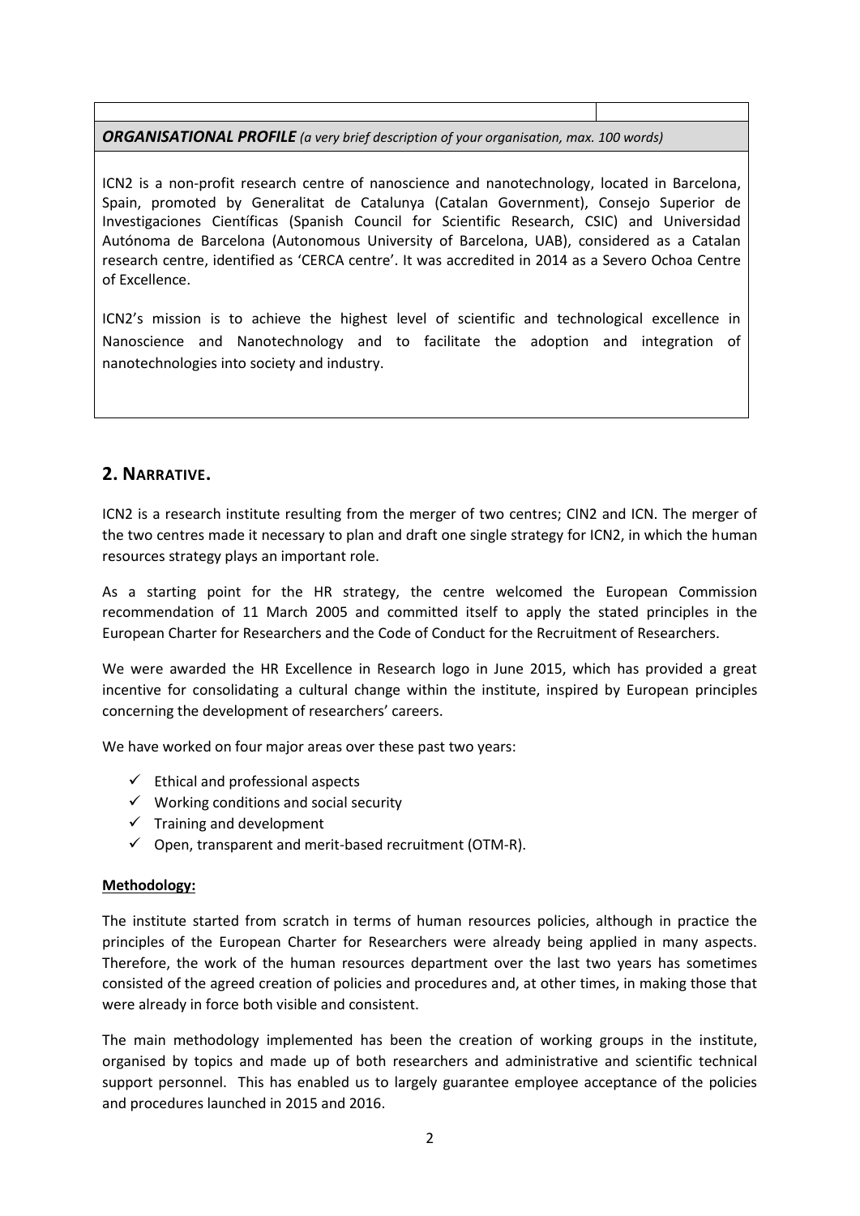| | |
|---|---|
| | |

***ORGANISATIONAL PROFILE*** *(a very brief description of your organisation, max. 100 words)*

ICN2 is a non-profit research centre of nanoscience and nanotechnology, located in Barcelona, Spain, promoted by Generalitat de Catalunya (Catalan Government), Consejo Superior de Investigaciones Científicas (Spanish Council for Scientific Research, CSIC) and Universidad Autónoma de Barcelona (Autonomous University of Barcelona, UAB), considered as a Catalan research centre, identified as 'CERCA centre'. It was accredited in 2014 as a Severo Ochoa Centre of Excellence.

ICN2's mission is to achieve the highest level of scientific and technological excellence in Nanoscience and Nanotechnology and to facilitate the adoption and integration of nanotechnologies into society and industry.

## 2. NARRATIVE.

ICN2 is a research institute resulting from the merger of two centres; CIN2 and ICN. The merger of the two centres made it necessary to plan and draft one single strategy for ICN2, in which the human resources strategy plays an important role.

As a starting point for the HR strategy, the centre welcomed the European Commission recommendation of 11 March 2005 and committed itself to apply the stated principles in the European Charter for Researchers and the Code of Conduct for the Recruitment of Researchers.

We were awarded the HR Excellence in Research logo in June 2015, which has provided a great incentive for consolidating a cultural change within the institute, inspired by European principles concerning the development of researchers' careers.

We have worked on four major areas over these past two years:

- ✓ Ethical and professional aspects
- ✓ Working conditions and social security
- ✓ Training and development
- ✓ Open, transparent and merit-based recruitment (OTM-R).

**Methodology:**

The institute started from scratch in terms of human resources policies, although in practice the principles of the European Charter for Researchers were already being applied in many aspects. Therefore, the work of the human resources department over the last two years has sometimes consisted of the agreed creation of policies and procedures and, at other times, in making those that were already in force both visible and consistent.

The main methodology implemented has been the creation of working groups in the institute, organised by topics and made up of both researchers and administrative and scientific technical support personnel. This has enabled us to largely guarantee employee acceptance of the policies and procedures launched in 2015 and 2016.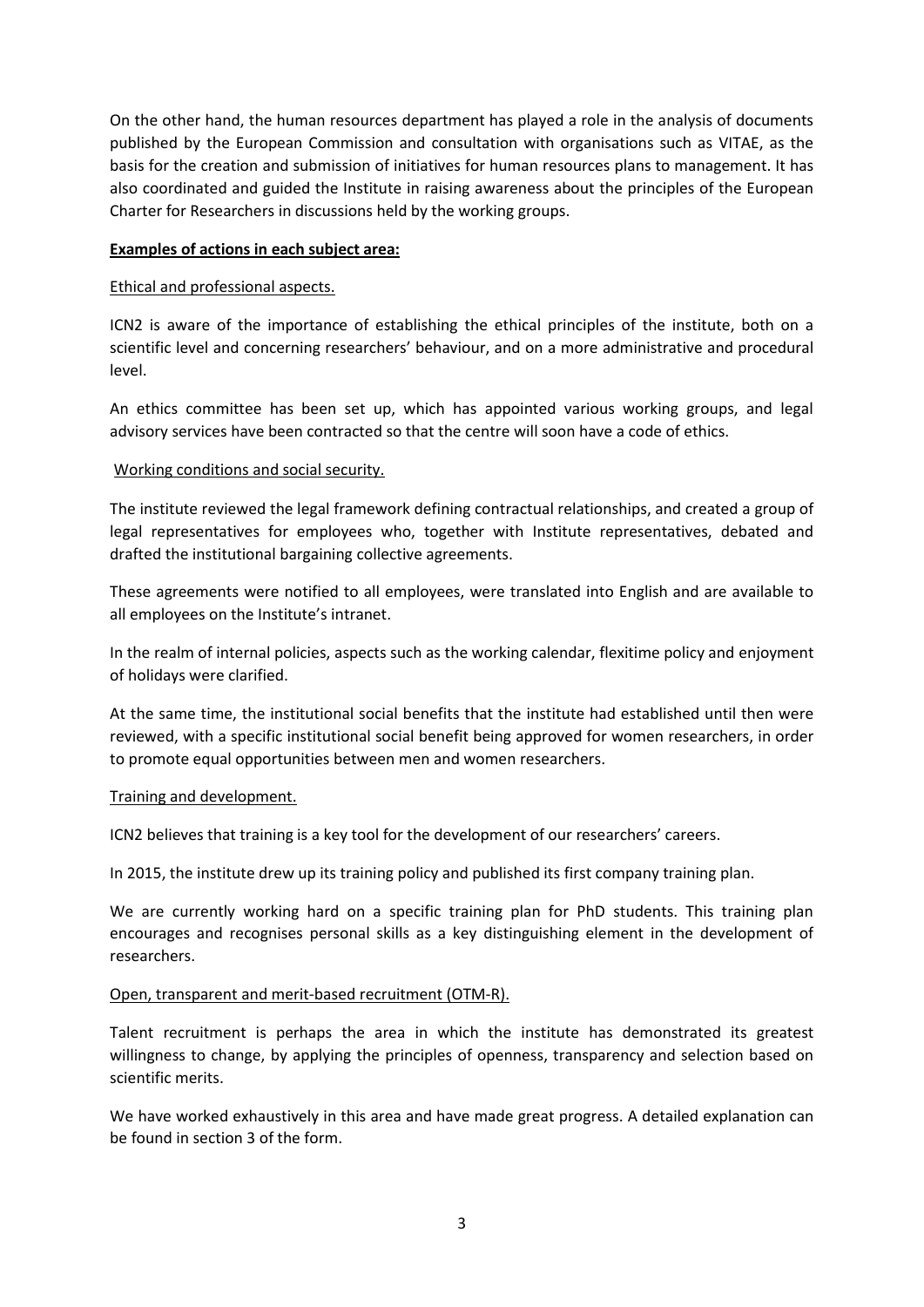On the other hand, the human resources department has played a role in the analysis of documents published by the European Commission and consultation with organisations such as VITAE, as the basis for the creation and submission of initiatives for human resources plans to management. It has also coordinated and guided the Institute in raising awareness about the principles of the European Charter for Researchers in discussions held by the working groups.

**Examples of actions in each subject area:**

Ethical and professional aspects.

ICN2 is aware of the importance of establishing the ethical principles of the institute, both on a scientific level and concerning researchers' behaviour, and on a more administrative and procedural level.

An ethics committee has been set up, which has appointed various working groups, and legal advisory services have been contracted so that the centre will soon have a code of ethics.

Working conditions and social security.

The institute reviewed the legal framework defining contractual relationships, and created a group of legal representatives for employees who, together with Institute representatives, debated and drafted the institutional bargaining collective agreements.

These agreements were notified to all employees, were translated into English and are available to all employees on the Institute's intranet.

In the realm of internal policies, aspects such as the working calendar, flexitime policy and enjoyment of holidays were clarified.

At the same time, the institutional social benefits that the institute had established until then were reviewed, with a specific institutional social benefit being approved for women researchers, in order to promote equal opportunities between men and women researchers.

Training and development.

ICN2 believes that training is a key tool for the development of our researchers' careers.

In 2015, the institute drew up its training policy and published its first company training plan.

We are currently working hard on a specific training plan for PhD students. This training plan encourages and recognises personal skills as a key distinguishing element in the development of researchers.

Open, transparent and merit-based recruitment (OTM-R).

Talent recruitment is perhaps the area in which the institute has demonstrated its greatest willingness to change, by applying the principles of openness, transparency and selection based on scientific merits.

We have worked exhaustively in this area and have made great progress. A detailed explanation can be found in section 3 of the form.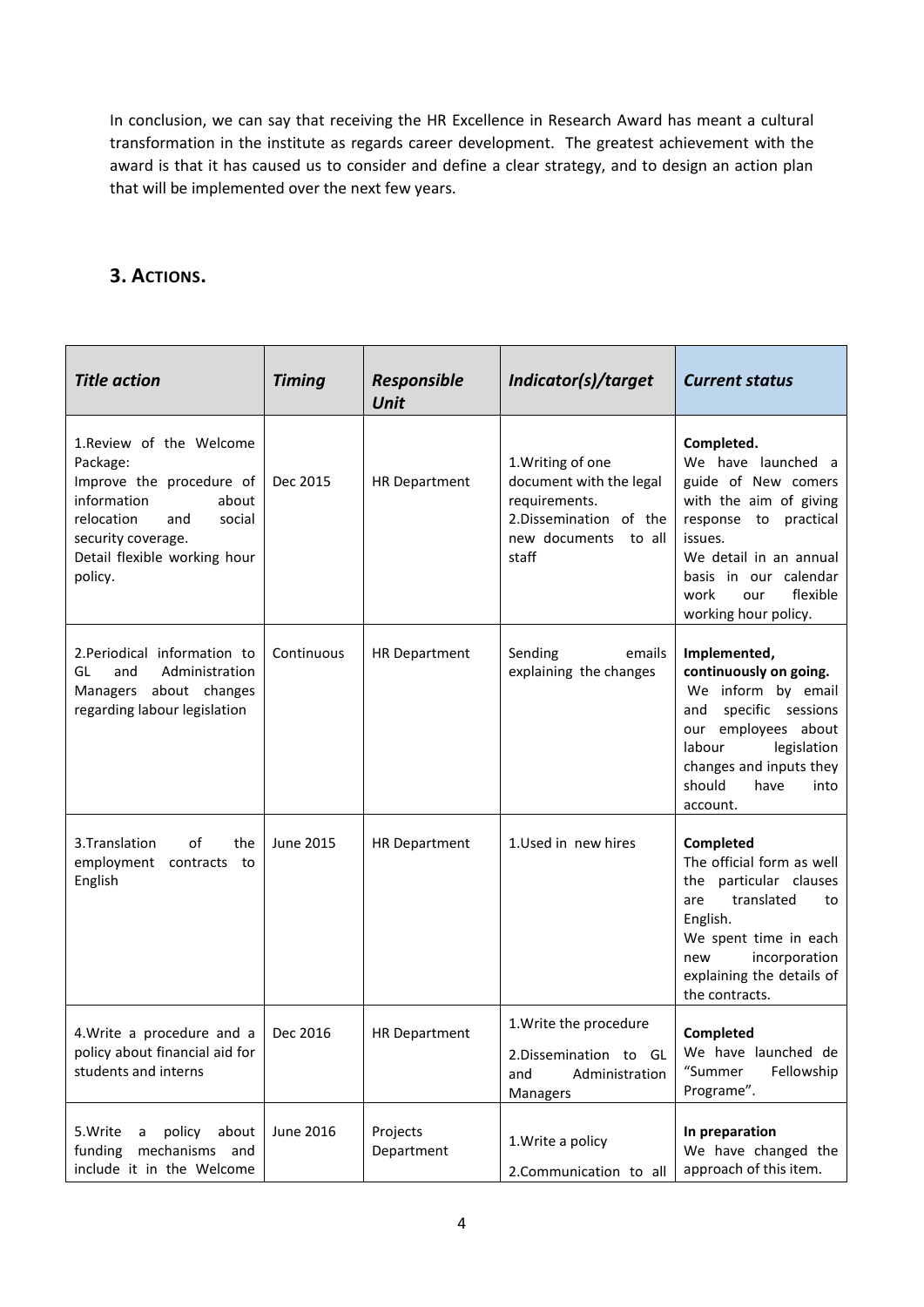In conclusion, we can say that receiving the HR Excellence in Research Award has meant a cultural transformation in the institute as regards career development. The greatest achievement with the award is that it has caused us to consider and define a clear strategy, and to design an action plan that will be implemented over the next few years.

## 3. ACTIONS.

| *Title action* | *Timing* | *Responsible Unit* | *Indicator(s)/target* | *Current status* |
|---|---|---|---|---|
| 1.Review of the Welcome Package: Improve the procedure of information about relocation and social security coverage. Detail flexible working hour policy. | Dec 2015 | HR Department | 1.Writing of one document with the legal requirements. 2.Dissemination of the new documents to all staff | **Completed.** We have launched a guide of New comers with the aim of giving response to practical issues. We detail in an annual basis in our calendar work our flexible working hour policy. |
| 2.Periodical information to GL and Administration Managers about changes regarding labour legislation | Continuous | HR Department | Sending emails explaining the changes | **Implemented, continuously on going.** We inform by email and specific sessions our employees about labour legislation changes and inputs they should have into account. |
| 3.Translation of the employment contracts to English | June 2015 | HR Department | 1.Used in new hires | **Completed** The official form as well the particular clauses are translated to English. We spent time in each new incorporation explaining the details of the contracts. |
| 4.Write a procedure and a policy about financial aid for students and interns | Dec 2016 | HR Department | 1.Write the procedure 2.Dissemination to GL and Administration Managers | **Completed** We have launched de "Summer Fellowship Programe". |
| 5.Write a policy about funding mechanisms and include it in the Welcome | June 2016 | Projects Department | 1.Write a policy 2.Communication to all | **In preparation** We have changed the approach of this item. |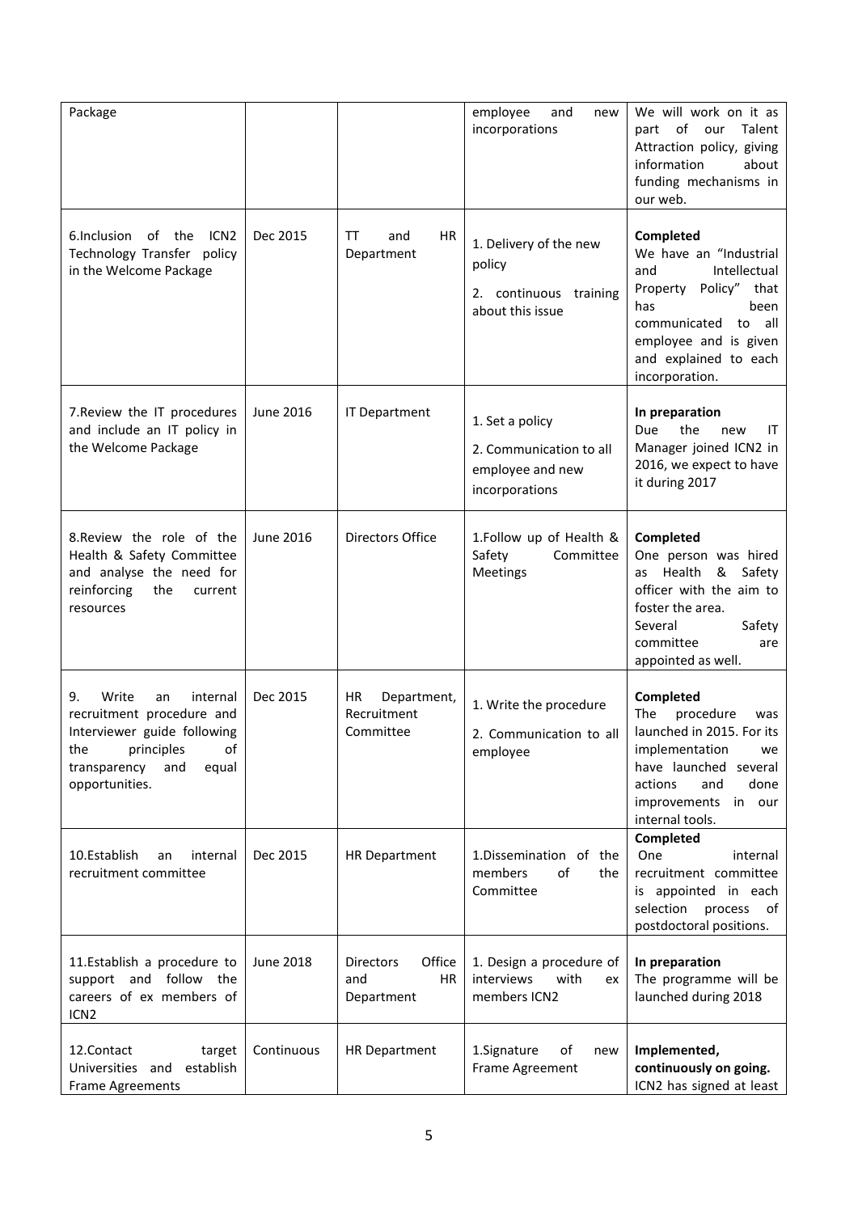| | | | | |
|---|---|---|---|---|
| Package | | | employee and new incorporations | We will work on it as part of our Talent Attraction policy, giving information about funding mechanisms in our web. |
| 6.Inclusion of the ICN2 Technology Transfer policy in the Welcome Package | Dec 2015 | TT and HR Department | 1. Delivery of the new policy<br>2. continuous training about this issue | **Completed**<br>We have an "Industrial and Intellectual Property Policy" that has been communicated to all employee and is given and explained to each incorporation. |
| 7.Review the IT procedures and include an IT policy in the Welcome Package | June 2016 | IT Department | 1. Set a policy<br>2. Communication to all employee and new incorporations | **In preparation**<br>Due the new IT Manager joined ICN2 in 2016, we expect to have it during 2017 |
| 8.Review the role of the Health & Safety Committee and analyse the need for reinforcing the current resources | June 2016 | Directors Office | 1.Follow up of Health & Safety Committee Meetings | **Completed**<br>One person was hired as Health & Safety officer with the aim to foster the area.<br>Several Safety committee are appointed as well. |
| 9. Write an internal recruitment procedure and Interviewer guide following the principles of transparency and equal opportunities. | Dec 2015 | HR Department, Recruitment Committee | 1. Write the procedure<br>2. Communication to all employee | **Completed**<br>The procedure was launched in 2015. For its implementation we have launched several actions and done improvements in our internal tools. |
| 10.Establish an internal recruitment committee | Dec 2015 | HR Department | 1.Dissemination of the members of the Committee | **Completed**<br>One internal recruitment committee is appointed in each selection process of postdoctoral positions. |
| 11.Establish a procedure to support and follow the careers of ex members of ICN2 | June 2018 | Directors Office and HR Department | 1. Design a procedure of interviews with ex members ICN2 | **In preparation**<br>The programme will be launched during 2018 |
| 12.Contact target Universities and establish Frame Agreements | Continuous | HR Department | 1.Signature of new Frame Agreement | **Implemented, continuously on going.**<br>ICN2 has signed at least |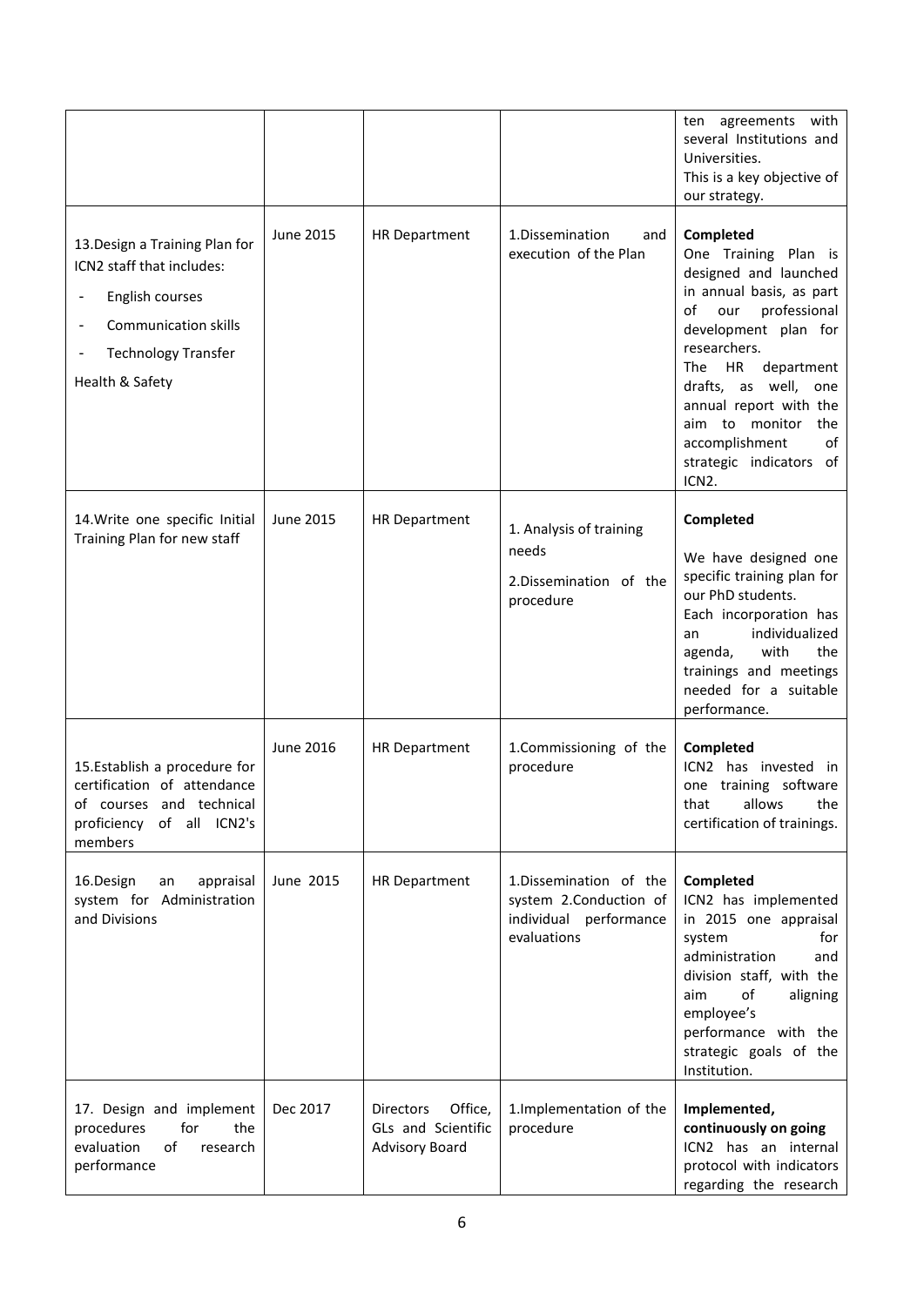| | | | | |
|---|---|---|---|---|
| | | | | ten agreements with several Institutions and Universities. This is a key objective of our strategy. |
| 13.Design a Training Plan for ICN2 staff that includes: - English courses - Communication skills - Technology Transfer Health & Safety | June 2015 | HR Department | 1.Dissemination and execution of the Plan | **Completed** One Training Plan is designed and launched in annual basis, as part of our professional development plan for researchers. The HR department drafts, as well, one annual report with the aim to monitor the accomplishment of strategic indicators of ICN2. |
| 14.Write one specific Initial Training Plan for new staff | June 2015 | HR Department | 1. Analysis of training needs 2.Dissemination of the procedure | **Completed** We have designed one specific training plan for our PhD students. Each incorporation has an individualized agenda, with the trainings and meetings needed for a suitable performance. |
| 15.Establish a procedure for certification of attendance of courses and technical proficiency of all ICN2's members | June 2016 | HR Department | 1.Commissioning of the procedure | **Completed** ICN2 has invested in one training software that allows the certification of trainings. |
| 16.Design an appraisal system for Administration and Divisions | June 2015 | HR Department | 1.Dissemination of the system 2.Conduction of individual performance evaluations | **Completed** ICN2 has implemented in 2015 one appraisal system for administration and division staff, with the aim of aligning employee's performance with the strategic goals of the Institution. |
| 17. Design and implement procedures for the evaluation of research performance | Dec 2017 | Directors Office, GLs and Scientific Advisory Board | 1.Implementation of the procedure | **Implemented, continuously on going** ICN2 has an internal protocol with indicators regarding the research |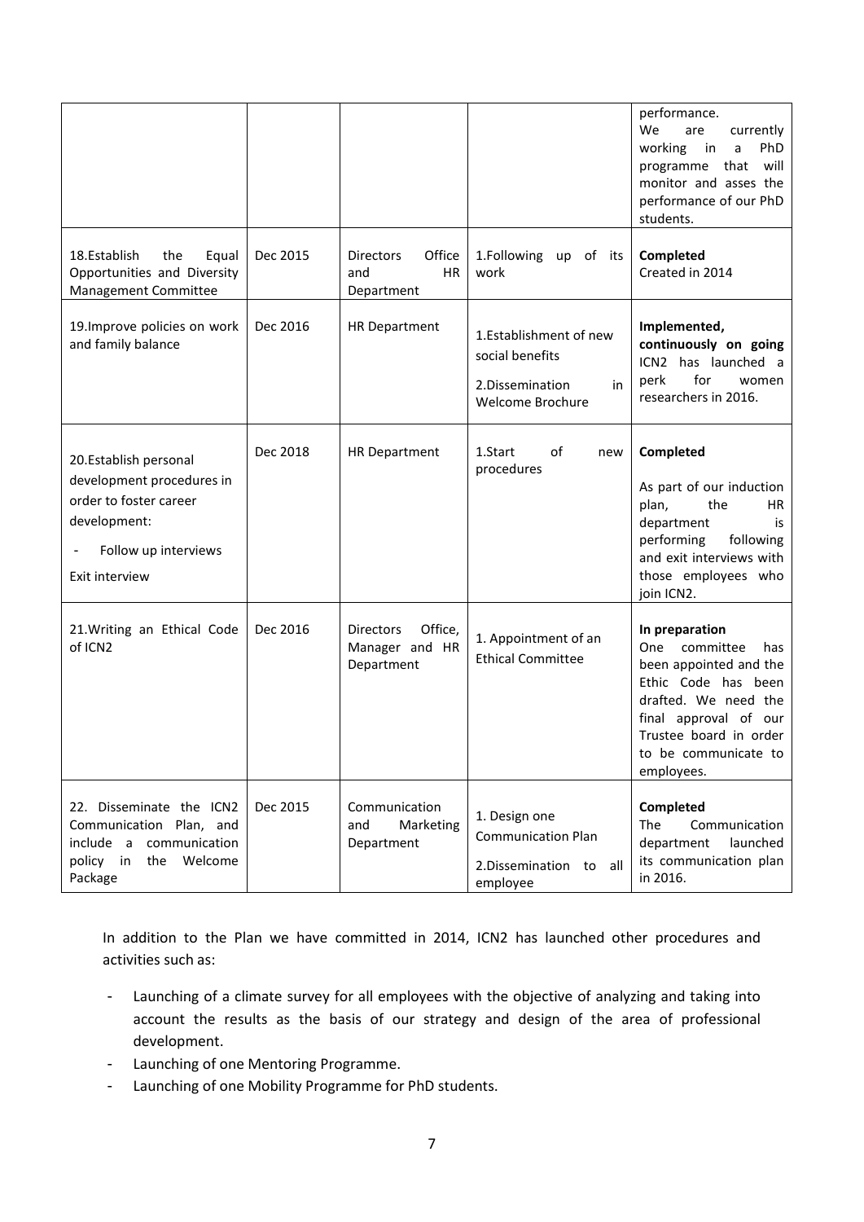| | | | | |
|---|---|---|---|---|
| | | | | performance.<br>We are currently working in a PhD programme that will monitor and asses the performance of our PhD students. |
| 18.Establish the Equal Opportunities and Diversity Management Committee | Dec 2015 | Directors Office and HR Department | 1.Following up of its work | **Completed**<br>Created in 2014 |
| 19.Improve policies on work and family balance | Dec 2016 | HR Department | 1.Establishment of new social benefits<br>2.Dissemination in Welcome Brochure | **Implemented, continuously on going**<br>ICN2 has launched a perk for women researchers in 2016. |
| 20.Establish personal development procedures in order to foster career development:<br>- Follow up interviews<br>Exit interview | Dec 2018 | HR Department | 1.Start of new procedures | **Completed**<br>As part of our induction plan, the HR department is performing following and exit interviews with those employees who join ICN2. |
| 21.Writing an Ethical Code of ICN2 | Dec 2016 | Directors Office, Manager and HR Department | 1. Appointment of an Ethical Committee | **In preparation**<br>One committee has been appointed and the Ethic Code has been drafted. We need the final approval of our Trustee board in order to be communicate to employees. |
| 22. Disseminate the ICN2 Communication Plan, and include a communication policy in the Welcome Package | Dec 2015 | Communication and Marketing Department | 1. Design one Communication Plan<br>2.Dissemination to all employee | **Completed**<br>The Communication department launched its communication plan in 2016. |

In addition to the Plan we have committed in 2014, ICN2 has launched other procedures and activities such as:

- Launching of a climate survey for all employees with the objective of analyzing and taking into account the results as the basis of our strategy and design of the area of professional development.
- Launching of one Mentoring Programme.
- Launching of one Mobility Programme for PhD students.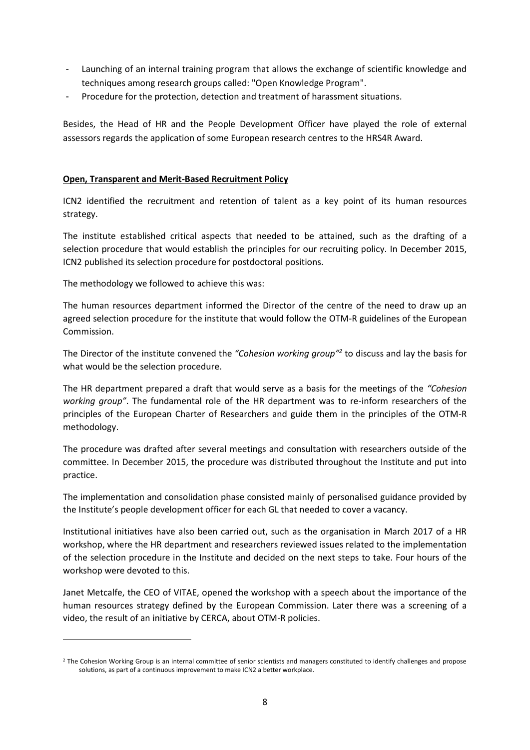- Launching of an internal training program that allows the exchange of scientific knowledge and techniques among research groups called: "Open Knowledge Program".
- Procedure for the protection, detection and treatment of harassment situations.

Besides, the Head of HR and the People Development Officer have played the role of external assessors regards the application of some European research centres to the HRS4R Award.

**Open, Transparent and Merit-Based Recruitment Policy**

ICN2 identified the recruitment and retention of talent as a key point of its human resources strategy.

The institute established critical aspects that needed to be attained, such as the drafting of a selection procedure that would establish the principles for our recruiting policy. In December 2015, ICN2 published its selection procedure for postdoctoral positions.

The methodology we followed to achieve this was:

The human resources department informed the Director of the centre of the need to draw up an agreed selection procedure for the institute that would follow the OTM-R guidelines of the European Commission.

The Director of the institute convened the *"Cohesion working group"*[2] to discuss and lay the basis for what would be the selection procedure.

The HR department prepared a draft that would serve as a basis for the meetings of the *"Cohesion working group"*. The fundamental role of the HR department was to re-inform researchers of the principles of the European Charter of Researchers and guide them in the principles of the OTM-R methodology.

The procedure was drafted after several meetings and consultation with researchers outside of the committee. In December 2015, the procedure was distributed throughout the Institute and put into practice.

The implementation and consolidation phase consisted mainly of personalised guidance provided by the Institute's people development officer for each GL that needed to cover a vacancy.

Institutional initiatives have also been carried out, such as the organisation in March 2017 of a HR workshop, where the HR department and researchers reviewed issues related to the implementation of the selection procedure in the Institute and decided on the next steps to take. Four hours of the workshop were devoted to this.

Janet Metcalfe, the CEO of VITAE, opened the workshop with a speech about the importance of the human resources strategy defined by the European Commission. Later there was a screening of a video, the result of an initiative by CERCA, about OTM-R policies.

[2] The Cohesion Working Group is an internal committee of senior scientists and managers constituted to identify challenges and propose solutions, as part of a continuous improvement to make ICN2 a better workplace.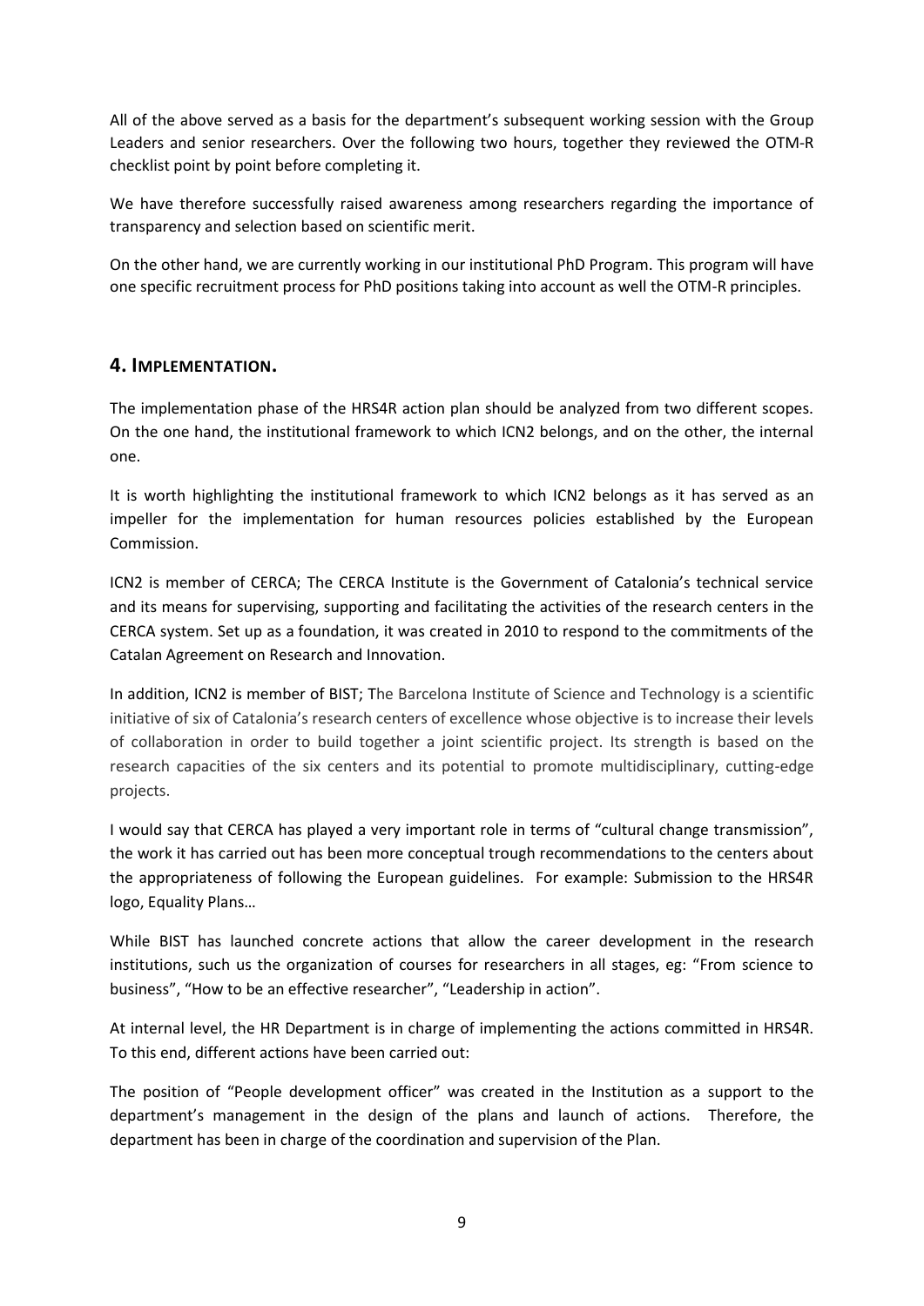All of the above served as a basis for the department's subsequent working session with the Group Leaders and senior researchers. Over the following two hours, together they reviewed the OTM-R checklist point by point before completing it.

We have therefore successfully raised awareness among researchers regarding the importance of transparency and selection based on scientific merit.

On the other hand, we are currently working in our institutional PhD Program. This program will have one specific recruitment process for PhD positions taking into account as well the OTM-R principles.

## 4. IMPLEMENTATION.

The implementation phase of the HRS4R action plan should be analyzed from two different scopes. On the one hand, the institutional framework to which ICN2 belongs, and on the other, the internal one.

It is worth highlighting the institutional framework to which ICN2 belongs as it has served as an impeller for the implementation for human resources policies established by the European Commission.

ICN2 is member of CERCA; The CERCA Institute is the Government of Catalonia's technical service and its means for supervising, supporting and facilitating the activities of the research centers in the CERCA system. Set up as a foundation, it was created in 2010 to respond to the commitments of the Catalan Agreement on Research and Innovation.

In addition, ICN2 is member of BIST; The Barcelona Institute of Science and Technology is a scientific initiative of six of Catalonia's research centers of excellence whose objective is to increase their levels of collaboration in order to build together a joint scientific project. Its strength is based on the research capacities of the six centers and its potential to promote multidisciplinary, cutting-edge projects.

I would say that CERCA has played a very important role in terms of "cultural change transmission", the work it has carried out has been more conceptual trough recommendations to the centers about the appropriateness of following the European guidelines. For example: Submission to the HRS4R logo, Equality Plans…

While BIST has launched concrete actions that allow the career development in the research institutions, such us the organization of courses for researchers in all stages, eg: "From science to business", "How to be an effective researcher", "Leadership in action".

At internal level, the HR Department is in charge of implementing the actions committed in HRS4R. To this end, different actions have been carried out:

The position of "People development officer" was created in the Institution as a support to the department's management in the design of the plans and launch of actions. Therefore, the department has been in charge of the coordination and supervision of the Plan.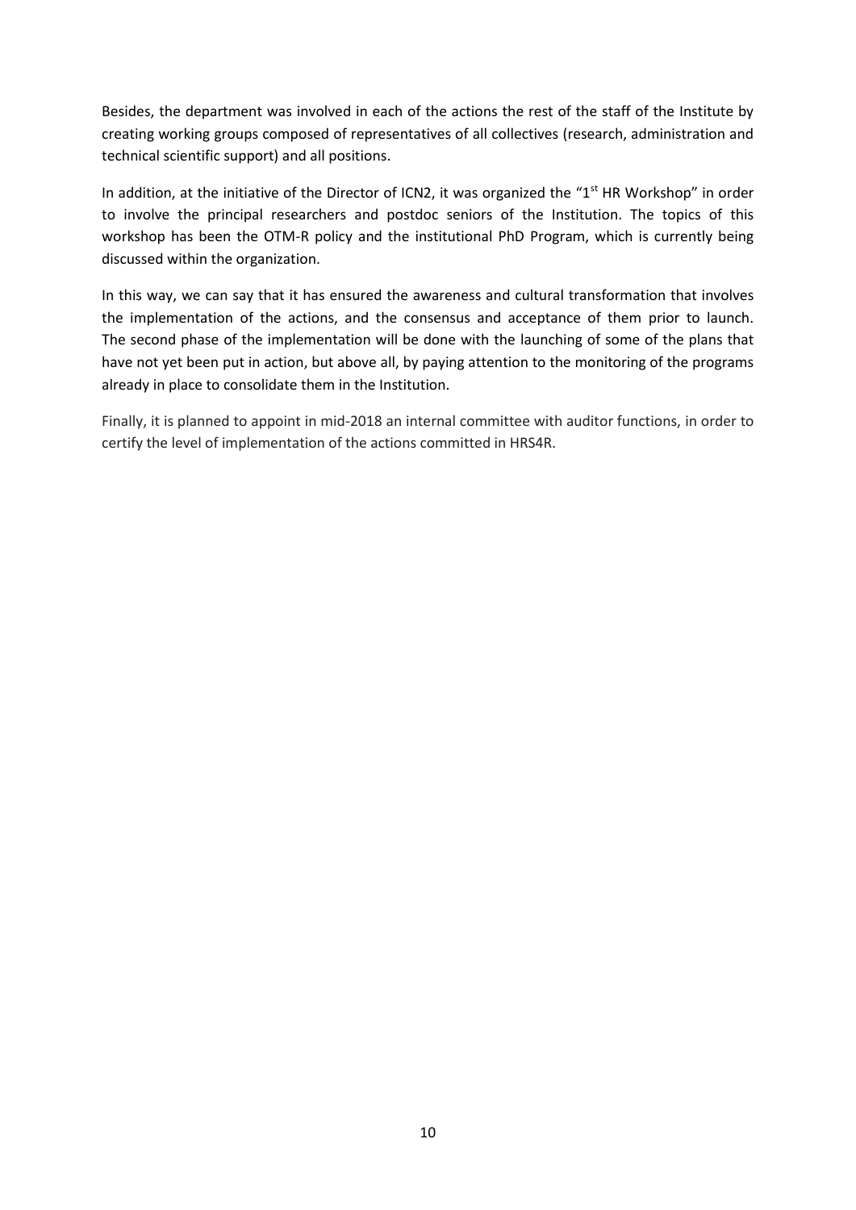Besides, the department was involved in each of the actions the rest of the staff of the Institute by creating working groups composed of representatives of all collectives (research, administration and technical scientific support) and all positions.

In addition, at the initiative of the Director of ICN2, it was organized the "1st HR Workshop" in order to involve the principal researchers and postdoc seniors of the Institution. The topics of this workshop has been the OTM-R policy and the institutional PhD Program, which is currently being discussed within the organization.

In this way, we can say that it has ensured the awareness and cultural transformation that involves the implementation of the actions, and the consensus and acceptance of them prior to launch. The second phase of the implementation will be done with the launching of some of the plans that have not yet been put in action, but above all, by paying attention to the monitoring of the programs already in place to consolidate them in the Institution.

Finally, it is planned to appoint in mid-2018 an internal committee with auditor functions, in order to certify the level of implementation of the actions committed in HRS4R.